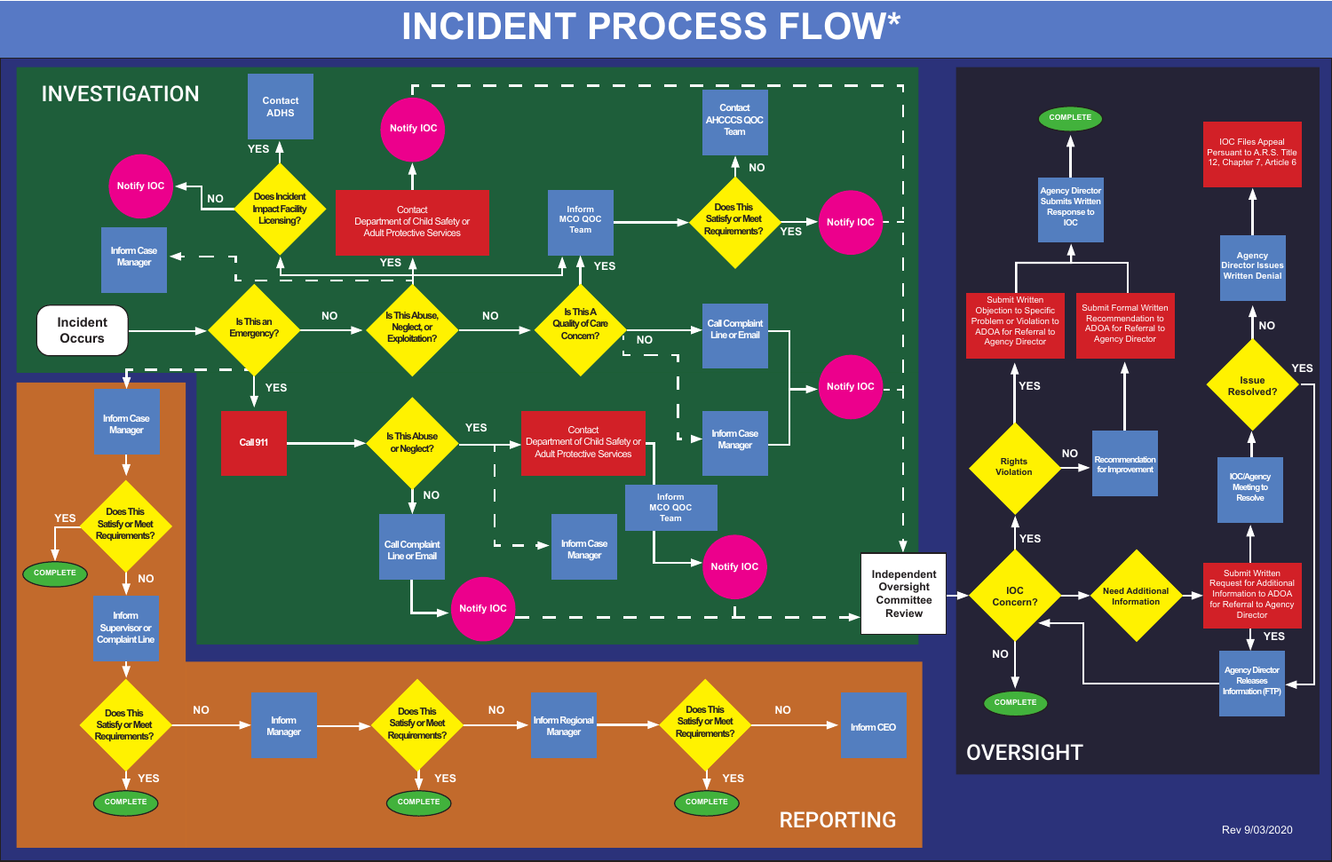# INCIDENT PROCESS FLOW*

## INVESTIGATION

- Incident Occurs
- Is This an Emergency?
  - YES → Call 911
  - NO → Is This Abuse, Neglect, or Exploitation?
- Is This Abuse, Neglect, or Exploitation?
  - YES → Contact Department of Child Safety or Adult Protective Services → Notify IOC
  - NO → Is This A Quality of Care Concern?
- Is This A Quality of Care Concern?
  - YES → Inform MCO QOC Team → Does This Satisfy or Meet Requirements?
  - NO → Call Complaint Line or Email; Inform Case Manager → Notify IOC
- Does This Satisfy or Meet Requirements?
  - YES → Notify IOC
  - NO → Contact AHCCCS QOC Team
- Does Incident Impact Facility Licensing?
  - YES → Contact ADHS
  - NO → Notify IOC
- Inform Case Manager
- Call 911 → Is This Abuse or Neglect?
  - YES → Contact Department of Child Safety or Adult Protective Services; Inform MCO QOC Team → Notify IOC; Inform Case Manager
  - NO → Call Complaint Line or Email → Notify IOC
- Independent Oversight Committee Review

## REPORTING

- Inform Case Manager → Does This Satisfy or Meet Requirements?
  - YES → COMPLETE
  - NO → Inform Supervisor or Complaint Line → Does This Satisfy or Meet Requirements?
- Does This Satisfy or Meet Requirements?
  - YES → COMPLETE
  - NO → Inform Manager → Does This Satisfy or Meet Requirements?
- Does This Satisfy or Meet Requirements?
  - YES → COMPLETE
  - NO → Inform Regional Manager → Does This Satisfy or Meet Requirements?
- Does This Satisfy or Meet Requirements?
  - YES → COMPLETE
  - NO → Inform CEO

## OVERSIGHT

- Independent Oversight Committee Review → IOC Concern?
  - NO → COMPLETE
  - YES → Rights Violation
  - → Need Additional Information → Submit Written Request for Additional Information to ADOA for Referral to Agency Director
- Rights Violation
  - YES → Submit Written Objection to Specific Problem or Violation to ADOA for Referral to Agency Director
  - NO → Recommendation for Improvement → Submit Formal Written Recommendation to ADOA for Referral to Agency Director
- Agency Director Submits Written Response to IOC → COMPLETE
- Submit Written Request for Additional Information to ADOA for Referral to Agency Director
  - YES → Agency Director Releases Information (FTP) → IOC Concern?
  - → IOC/Agency Meeting to Resolve → Issue Resolved?
- Issue Resolved?
  - YES → Agency Director Releases Information (FTP)
  - NO → Agency Director Issues Written Denial → IOC Files Appeal Persuant to A.R.S. Title 12, Chapter 7, Article 6

Rev 9/03/2020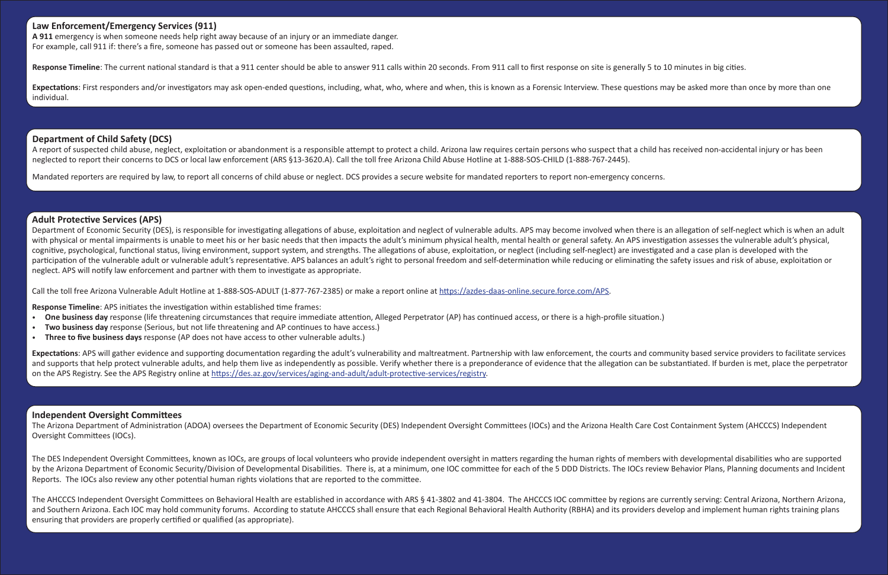## Law Enforcement/Emergency Services (911)

**A 911** emergency is when someone needs help right away because of an injury or an immediate danger.
For example, call 911 if: there's a fire, someone has passed out or someone has been assaulted, raped.

**Response Timeline**: The current national standard is that a 911 center should be able to answer 911 calls within 20 seconds. From 911 call to first response on site is generally 5 to 10 minutes in big cities.

**Expectations**: First responders and/or investigators may ask open-ended questions, including, what, who, where and when, this is known as a Forensic Interview. These questions may be asked more than once by more than one individual.

## Department of Child Safety (DCS)

A report of suspected child abuse, neglect, exploitation or abandonment is a responsible attempt to protect a child. Arizona law requires certain persons who suspect that a child has received non-accidental injury or has been neglected to report their concerns to DCS or local law enforcement (ARS §13-3620.A). Call the toll free Arizona Child Abuse Hotline at 1-888-SOS-CHILD (1-888-767-2445).

Mandated reporters are required by law, to report all concerns of child abuse or neglect. DCS provides a secure website for mandated reporters to report non-emergency concerns.

## Adult Protective Services (APS)

Department of Economic Security (DES), is responsible for investigating allegations of abuse, exploitation and neglect of vulnerable adults. APS may become involved when there is an allegation of self-neglect which is when an adult with physical or mental impairments is unable to meet his or her basic needs that then impacts the adult's minimum physical health, mental health or general safety. An APS investigation assesses the vulnerable adult's physical, cognitive, psychological, functional status, living environment, support system, and strengths. The allegations of abuse, exploitation, or neglect (including self-neglect) are investigated and a case plan is developed with the participation of the vulnerable adult or vulnerable adult's representative. APS balances an adult's right to personal freedom and self-determination while reducing or eliminating the safety issues and risk of abuse, exploitation or neglect. APS will notify law enforcement and partner with them to investigate as appropriate.

Call the toll free Arizona Vulnerable Adult Hotline at 1-888-SOS-ADULT (1-877-767-2385) or make a report online at https://azdes-daas-online.secure.force.com/APS.

**Response Timeline**: APS initiates the investigation within established time frames:

- **One business day** response (life threatening circumstances that require immediate attention, Alleged Perpetrator (AP) has continued access, or there is a high-profile situation.)
- **Two business day** response (Serious, but not life threatening and AP continues to have access.)
- **Three to five business days** response (AP does not have access to other vulnerable adults.)

**Expectations**: APS will gather evidence and supporting documentation regarding the adult's vulnerability and maltreatment. Partnership with law enforcement, the courts and community based service providers to facilitate services and supports that help protect vulnerable adults, and help them live as independently as possible. Verify whether there is a preponderance of evidence that the allegation can be substantiated. If burden is met, place the perpetrator on the APS Registry. See the APS Registry online at https://des.az.gov/services/aging-and-adult/adult-protective-services/registry.

## Independent Oversight Committees

The Arizona Department of Administration (ADOA) oversees the Department of Economic Security (DES) Independent Oversight Committees (IOCs) and the Arizona Health Care Cost Containment System (AHCCCS) Independent Oversight Committees (IOCs).

The DES Independent Oversight Committees, known as IOCs, are groups of local volunteers who provide independent oversight in matters regarding the human rights of members with developmental disabilities who are supported by the Arizona Department of Economic Security/Division of Developmental Disabilities. There is, at a minimum, one IOC committee for each of the 5 DDD Districts. The IOCs review Behavior Plans, Planning documents and Incident Reports. The IOCs also review any other potential human rights violations that are reported to the committee.

The AHCCCS Independent Oversight Committees on Behavioral Health are established in accordance with ARS § 41-3802 and 41-3804. The AHCCCS IOC committee by regions are currently serving: Central Arizona, Northern Arizona, and Southern Arizona. Each IOC may hold community forums. According to statute AHCCCS shall ensure that each Regional Behavioral Health Authority (RBHA) and its providers develop and implement human rights training plans ensuring that providers are properly certified or qualified (as appropriate).